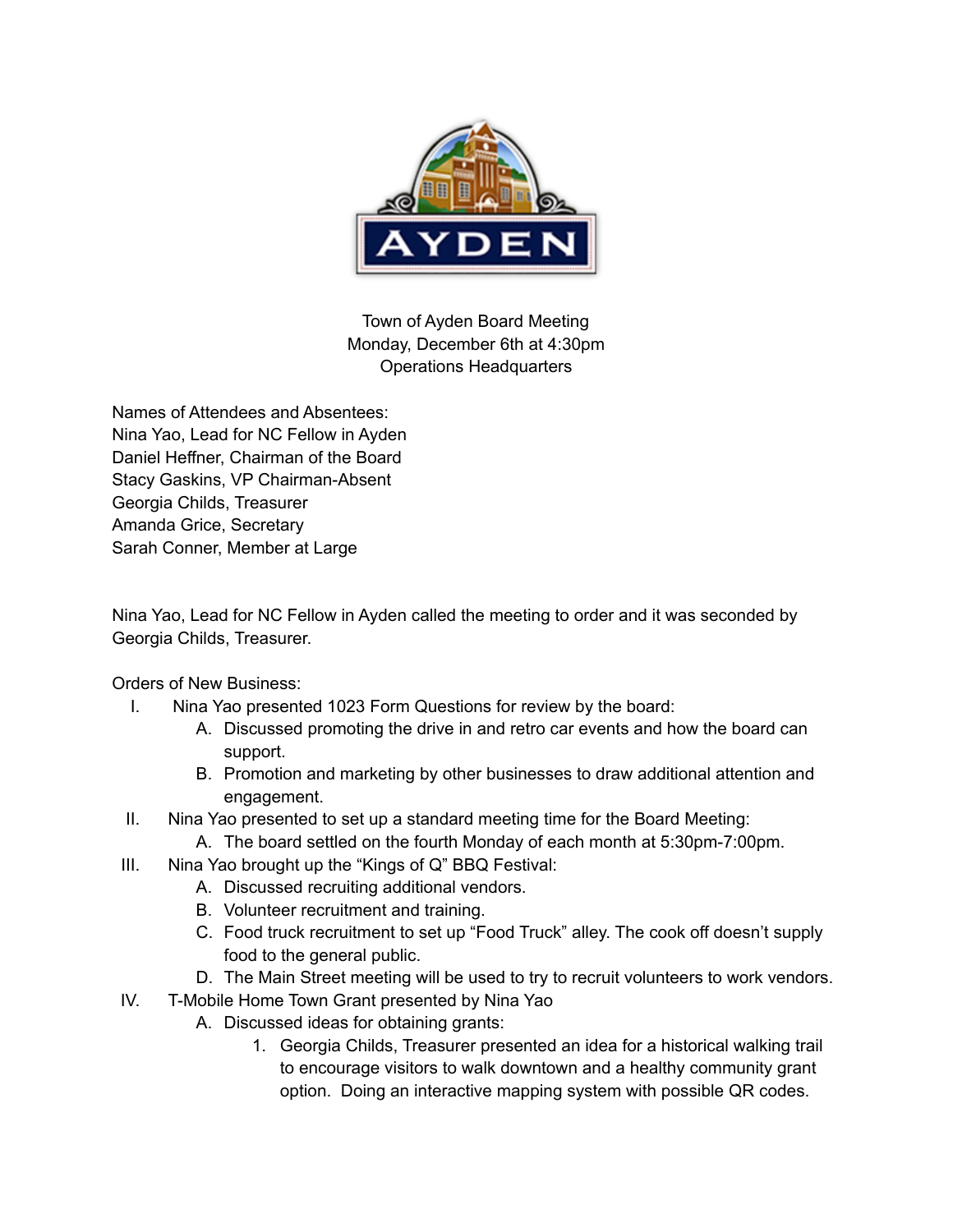Town of Ayden Board Meeting
Monday, December 6th at 4:30pm
Operations Headquarters

Names of Attendees and Absentees:
Nina Yao, Lead for NC Fellow in Ayden
Daniel Heffner, Chairman of the Board
Stacy Gaskins, VP Chairman-Absent
Georgia Childs, Treasurer
Amanda Grice, Secretary
Sarah Conner, Member at Large

Nina Yao, Lead for NC Fellow in Ayden called the meeting to order and it was seconded by Georgia Childs, Treasurer.

Orders of New Business:

I. Nina Yao presented 1023 Form Questions for review by the board:
   A. Discussed promoting the drive in and retro car events and how the board can support.
   B. Promotion and marketing by other businesses to draw additional attention and engagement.

II. Nina Yao presented to set up a standard meeting time for the Board Meeting:
   A. The board settled on the fourth Monday of each month at 5:30pm-7:00pm.

III. Nina Yao brought up the "Kings of Q" BBQ Festival:
   A. Discussed recruiting additional vendors.
   B. Volunteer recruitment and training.
   C. Food truck recruitment to set up "Food Truck" alley. The cook off doesn't supply food to the general public.
   D. The Main Street meeting will be used to try to recruit volunteers to work vendors.

IV. T-Mobile Home Town Grant presented by Nina Yao
   A. Discussed ideas for obtaining grants:
      1. Georgia Childs, Treasurer presented an idea for a historical walking trail to encourage visitors to walk downtown and a healthy community grant option. Doing an interactive mapping system with possible QR codes.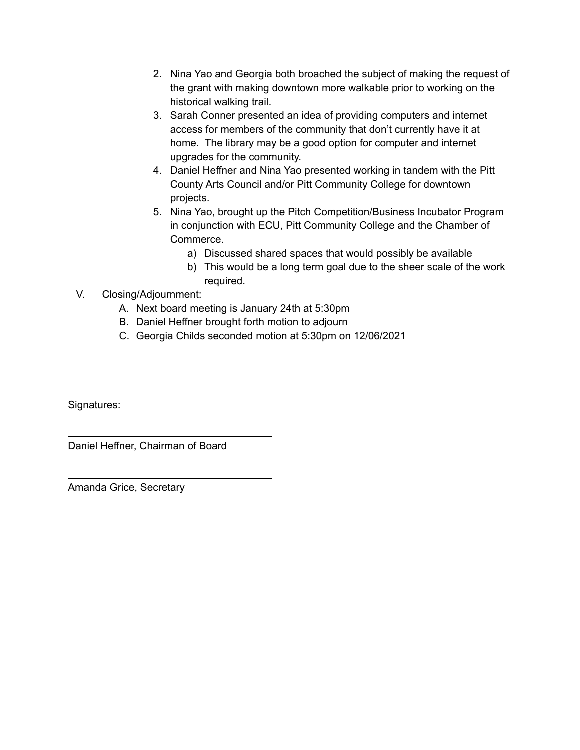2. Nina Yao and Georgia both broached the subject of making the request of the grant with making downtown more walkable prior to working on the historical walking trail.
3. Sarah Conner presented an idea of providing computers and internet access for members of the community that don't currently have it at home. The library may be a good option for computer and internet upgrades for the community.
4. Daniel Heffner and Nina Yao presented working in tandem with the Pitt County Arts Council and/or Pitt Community College for downtown projects.
5. Nina Yao, brought up the Pitch Competition/Business Incubator Program in conjunction with ECU, Pitt Community College and the Chamber of Commerce.
   a) Discussed shared spaces that would possibly be available
   b) This would be a long term goal due to the sheer scale of the work required.

V. Closing/Adjournment:

A. Next board meeting is January 24th at 5:30pm
B. Daniel Heffner brought forth motion to adjourn
C. Georgia Childs seconded motion at 5:30pm on 12/06/2021

Signatures:

______________________________
Daniel Heffner, Chairman of Board

______________________________
Amanda Grice, Secretary